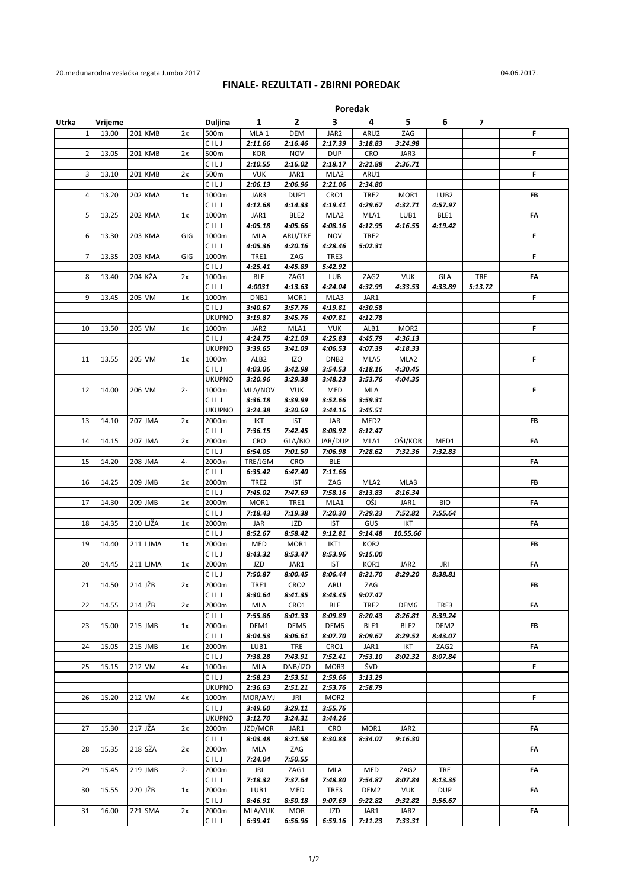20.međunarodna veslačka regata Jumbo 2017

04.06.2017.

## FINALE- REZULTATI - ZBIRNI POREDAK

| Utrka | Vrijeme | | | | Duljina | 1 | 2 | 3 | 4 | 5 | 6 | 7 | |
|---|---|---|---|---|---|---|---|---|---|---|---|---|---|
| | | | | | | **Poredak** | | | | | | | |
| 1 | 13.00 | 201 | KMB | 2x | 500m | MLA 1 | DEM | JAR2 | ARU2 | ZAG | | | F |
| | | | | | CILJ | *2:11.66* | *2:16.46* | *2:17.39* | *3:18.83* | *3:24.98* | | | |
| 2 | 13.05 | 201 | KMB | 2x | 500m | KOR | NOV | DUP | CRO | JAR3 | | | F |
| | | | | | CILJ | *2:10.55* | *2:16.02* | *2:18.17* | *2:21.88* | *2:36.71* | | | |
| 3 | 13.10 | 201 | KMB | 2x | 500m | VUK | JAR1 | MLA2 | ARU1 | | | | F |
| | | | | | CILJ | *2:06.13* | *2:06.96* | *2:21.06* | *2:34.80* | | | | |
| 4 | 13.20 | 202 | KMA | 1x | 1000m | JAR3 | DUP1 | CRO1 | TRE2 | MOR1 | LUB2 | | FB |
| | | | | | CILJ | *4:12.68* | *4:14.33* | *4:19.41* | *4:29.67* | *4:32.71* | *4:57.97* | | |
| 5 | 13.25 | 202 | KMA | 1x | 1000m | JAR1 | BLE2 | MLA2 | MLA1 | LUB1 | BLE1 | | FA |
| | | | | | CILJ | *4:05.18* | *4:05.66* | *4:08.16* | *4:12.95* | *4:16.55* | *4:19.42* | | |
| 6 | 13.30 | 203 | KMA | GIG | 1000m | MLA | ARU/TRE | NOV | TRE2 | | | | F |
| | | | | | CILJ | *4:05.36* | *4:20.16* | *4:28.46* | *5:02.31* | | | | |
| 7 | 13.35 | 203 | KMA | GIG | 1000m | TRE1 | ZAG | TRE3 | | | | | F |
| | | | | | CILJ | *4:25.41* | *4:45.89* | *5:42.92* | | | | | |
| 8 | 13.40 | 204 | KŽA | 2x | 1000m | BLE | ZAG1 | LUB | ZAG2 | VUK | GLA | TRE | FA |
| | | | | | CILJ | *4:0031* | *4:13.63* | *4:24.04* | *4:32.99* | *4:33.53* | *4:33.89* | *5:13.72* | |
| 9 | 13.45 | 205 | VM | 1x | 1000m | DNB1 | MOR1 | MLA3 | JAR1 | | | | F |
| | | | | | CILJ | *3:40.67* | *3:57.76* | *4:19.81* | *4:30.58* | | | | |
| | | | | | UKUPNO | *3:19.87* | *3:45.76* | *4:07.81* | *4:12.78* | | | | |
| 10 | 13.50 | 205 | VM | 1x | 1000m | JAR2 | MLA1 | VUK | ALB1 | MOR2 | | | F |
| | | | | | CILJ | *4:24.75* | *4:21.09* | *4:25.83* | *4:45.79* | *4:36.13* | | | |
| | | | | | UKUPNO | *3:39.65* | *3:41.09* | *4:06.53* | *4:07.39* | *4:18.33* | | | |
| 11 | 13.55 | 205 | VM | 1x | 1000m | ALB2 | IZO | DNB2 | MLA5 | MLA2 | | | F |
| | | | | | CILJ | *4:03.06* | *3:42.98* | *3:54.53* | *4:18.16* | *4:30.45* | | | |
| | | | | | UKUPNO | *3:20.96* | *3:29.38* | *3:48.23* | *3:53.76* | *4:04.35* | | | |
| 12 | 14.00 | 206 | VM | 2- | 1000m | MLA/NOV | VUK | MED | MLA | | | | F |
| | | | | | CILJ | *3:36.18* | *3:39.99* | *3:52.66* | *3:59.31* | | | | |
| | | | | | UKUPNO | *3:24.38* | *3:30.69* | *3:44.16* | *3:45.51* | | | | |
| 13 | 14.10 | 207 | JMA | 2x | 2000m | IKT | IST | JAR | MED2 | | | | FB |
| | | | | | CILJ | *7:36.15* | *7:42.45* | *8:08.92* | *8:12.47* | | | | |
| 14 | 14.15 | 207 | JMA | 2x | 2000m | CRO | GLA/BIO | JAR/DUP | MLA1 | OŠJ/KOR | MED1 | | FA |
| | | | | | CILJ | *6:54.05* | *7:01.50* | *7:06.98* | *7:28.62* | *7:32.36* | *7:32.83* | | |
| 15 | 14.20 | 208 | JMA | 4- | 2000m | TRE/JGM | CRO | BLE | | | | | FA |
| | | | | | CILJ | *6:35.42* | *6:47.40* | *7:11.66* | | | | | |
| 16 | 14.25 | 209 | JMB | 2x | 2000m | TRE2 | IST | ZAG | MLA2 | MLA3 | | | FB |
| | | | | | CILJ | *7:45.02* | *7:47.69* | *7:58.16* | *8:13.83* | *8:16.34* | | | |
| 17 | 14.30 | 209 | JMB | 2x | 2000m | MOR1 | TRE1 | MLA1 | OŠJ | JAR1 | BIO | | FA |
| | | | | | CILJ | *7:18.43* | *7:19.38* | *7:20.30* | *7:29.23* | *7:52.82* | *7:55.64* | | |
| 18 | 14.35 | 210 | LJŽA | 1x | 2000m | JAR | JZD | IST | GUS | IKT | | | FA |
| | | | | | CILJ | *8:52.67* | *8:58.42* | *9:12.81* | *9:14.48* | *10.55.66* | | | |
| 19 | 14.40 | 211 | LJMA | 1x | 2000m | MED | MOR1 | IKT1 | KOR2 | | | | FB |
| | | | | | CILJ | *8:43.32* | *8:53.47* | *8:53.96* | *9:15.00* | | | | |
| 20 | 14.45 | 211 | LJMA | 1x | 2000m | JZD | JAR1 | IST | KOR1 | JAR2 | JRI | | FA |
| | | | | | CILJ | *7:50.87* | *8:00.45* | *8:06.44* | *8:21.70* | *8:29.20* | *8:38.81* | | |
| 21 | 14.50 | 214 | JŽB | 2x | 2000m | TRE1 | CRO2 | ARU | ZAG | | | | FB |
| | | | | | CILJ | *8:30.64* | *8:41.35* | *8:43.45* | *9:07.47* | | | | |
| 22 | 14.55 | 214 | JŽB | 2x | 2000m | MLA | CRO1 | BLE | TRE2 | DEM6 | TRE3 | | FA |
| | | | | | CILJ | *7:55.86* | *8:01.33* | *8:09.89* | *8:20.43* | *8:26.81* | *8:39.24* | | |
| 23 | 15.00 | 215 | JMB | 1x | 2000m | DEM1 | DEM5 | DEM6 | BLE1 | BLE2 | DEM2 | | FB |
| | | | | | CILJ | *8:04.53* | *8:06.61* | *8:07.70* | *8:09.67* | *8:29.52* | *8:43.07* | | |
| 24 | 15.05 | 215 | JMB | 1x | 2000m | LUB1 | TRE | CRO1 | JAR1 | IKT | ZAG2 | | FA |
| | | | | | CILJ | *7:38.28* | *7:43.91* | *7:52.41* | *7:53.10* | *8:02.32* | *8:07.84* | | |
| 25 | 15.15 | 212 | VM | 4x | 1000m | MLA | DNB/IZO | MOR3 | ŠVD | | | | F |
| | | | | | CILJ | *2:58.23* | *2:53.51* | *2:59.66* | *3:13.29* | | | | |
| | | | | | UKUPNO | *2:36.63* | *2:51.21* | *2:53.76* | *2:58.79* | | | | |
| 26 | 15.20 | 212 | VM | 4x | 1000m | MOR/AMJ | JRI | MOR2 | | | | | F |
| | | | | | CILJ | *3:49.60* | *3:29.11* | *3:55.76* | | | | | |
| | | | | | UKUPNO | *3:12.70* | *3:24.31* | *3:44.26* | | | | | |
| 27 | 15.30 | 217 | JŽA | 2x | 2000m | JZD/MOR | JAR1 | CRO | MOR1 | JAR2 | | | FA |
| | | | | | CILJ | *8:03.48* | *8:21.58* | *8:30.83* | *8:34.07* | *9:16.30* | | | |
| 28 | 15.35 | 218 | SŽA | 2x | 2000m | MLA | ZAG | | | | | | FA |
| | | | | | CILJ | *7:24.04* | *7:50.55* | | | | | | |
| 29 | 15.45 | 219 | JMB | 2- | 2000m | JRI | ZAG1 | MLA | MED | ZAG2 | TRE | | FA |
| | | | | | CILJ | *7:18.32* | *7:37.64* | *7:48.80* | *7:54.87* | *8:07.84* | *8:13.35* | | |
| 30 | 15.55 | 220 | JŽB | 1x | 2000m | LUB1 | MED | TRE3 | DEM2 | VUK | DUP | | FA |
| | | | | | CILJ | *8:46.91* | *8:50.18* | *9:07.69* | *9:22.82* | *9:32.82* | *9:56.67* | | |
| 31 | 16.00 | 221 | SMA | 2x | 2000m | MLA/VUK | MOR | JZD | JAR1 | JAR2 | | | FA |
| | | | | | CILJ | *6:39.41* | *6:56.96* | *6:59.16* | *7:11.23* | *7:33.31* | | | |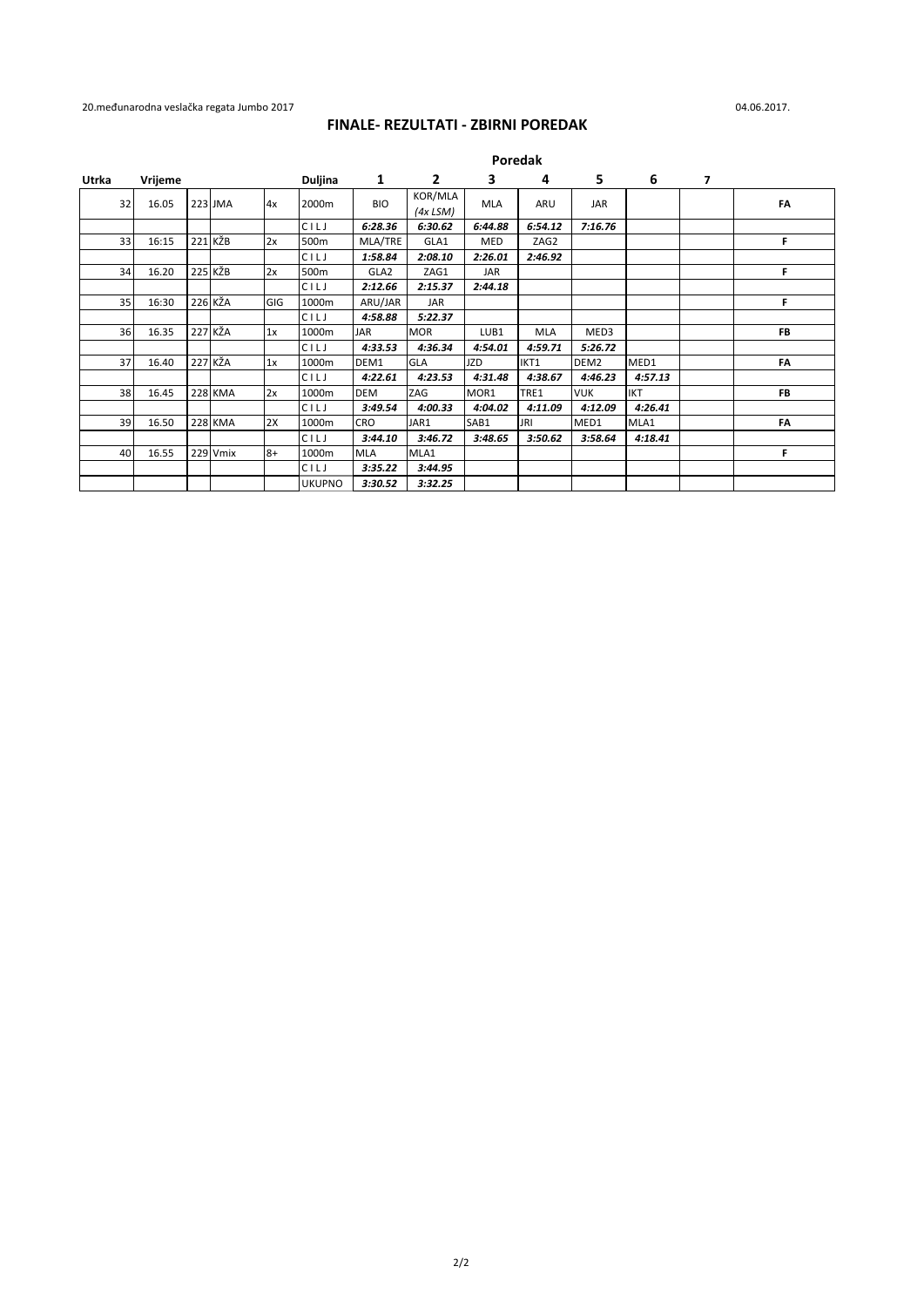20.međunarodna veslačka regata Jumbo 2017

04.06.2017.

## FINALE- REZULTATI - ZBIRNI POREDAK

| Utrka | Vrijeme | | | | Duljina | Poredak 1 | 2 | 3 | 4 | 5 | 6 | 7 | |
|---|---|---|---|---|---|---|---|---|---|---|---|---|---|
| 32 | 16.05 | 223 | JMA | 4x | 2000m | BIO | KOR/MLA (4x LSM) | MLA | ARU | JAR | | | FA |
| | | | | | CILJ | 6:28.36 | 6:30.62 | 6:44.88 | 6:54.12 | 7:16.76 | | | |
| 33 | 16:15 | 221 | KŽB | 2x | 500m | MLA/TRE | GLA1 | MED | ZAG2 | | | | F |
| | | | | | CILJ | 1:58.84 | 2:08.10 | 2:26.01 | 2:46.92 | | | | |
| 34 | 16.20 | 225 | KŽB | 2x | 500m | GLA2 | ZAG1 | JAR | | | | | F |
| | | | | | CILJ | 2:12.66 | 2:15.37 | 2:44.18 | | | | | |
| 35 | 16:30 | 226 | KŽA | GIG | 1000m | ARU/JAR | JAR | | | | | | F |
| | | | | | CILJ | 4:58.88 | 5:22.37 | | | | | | |
| 36 | 16.35 | 227 | KŽA | 1x | 1000m | JAR | MOR | LUB1 | MLA | MED3 | | | FB |
| | | | | | CILJ | 4:33.53 | 4:36.34 | 4:54.01 | 4:59.71 | 5:26.72 | | | |
| 37 | 16.40 | 227 | KŽA | 1x | 1000m | DEM1 | GLA | JZD | IKT1 | DEM2 | MED1 | | FA |
| | | | | | CILJ | 4:22.61 | 4:23.53 | 4:31.48 | 4:38.67 | 4:46.23 | 4:57.13 | | |
| 38 | 16.45 | 228 | KMA | 2x | 1000m | DEM | ZAG | MOR1 | TRE1 | VUK | IKT | | FB |
| | | | | | CILJ | 3:49.54 | 4:00.33 | 4:04.02 | 4:11.09 | 4:12.09 | 4:26.41 | | |
| 39 | 16.50 | 228 | KMA | 2X | 1000m | CRO | JAR1 | SAB1 | JRI | MED1 | MLA1 | | FA |
| | | | | | CILJ | 3:44.10 | 3:46.72 | 3:48.65 | 3:50.62 | 3:58.64 | 4:18.41 | | |
| 40 | 16.55 | 229 | Vmix | 8+ | 1000m | MLA | MLA1 | | | | | | F |
| | | | | | CILJ | 3:35.22 | 3:44.95 | | | | | | |
| | | | | | UKUPNO | 3:30.52 | 3:32.25 | | | | | | |